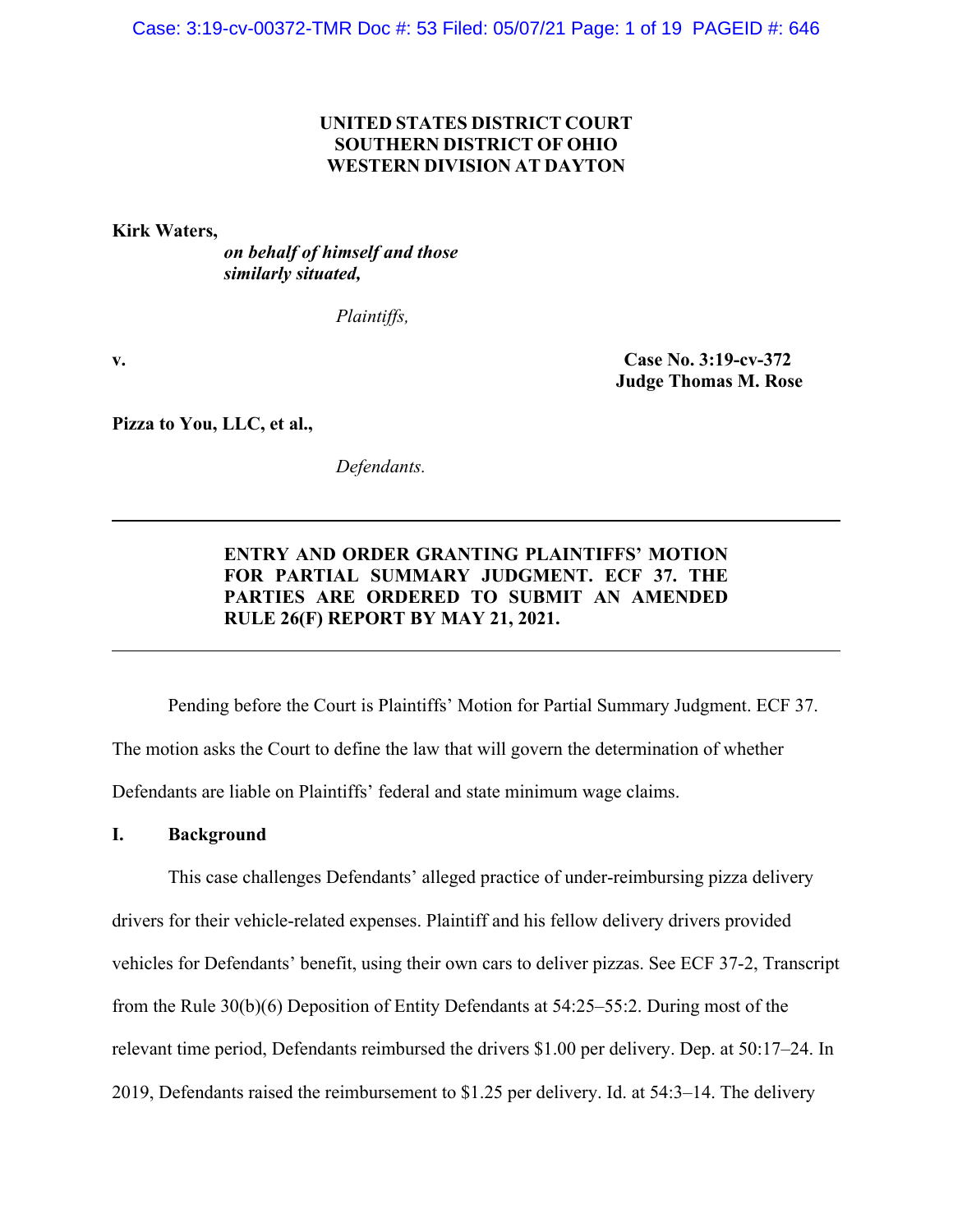**UNITED STATES DISTRICT COURT**
**SOUTHERN DISTRICT OF OHIO**
**WESTERN DIVISION AT DAYTON**

**Kirk Waters,**
***on behalf of himself and those similarly situated,***

*Plaintiffs,*

**v.**

**Case No. 3:19-cv-372**
**Judge Thomas M. Rose**

**Pizza to You, LLC, et al.,**

*Defendants.*

---

**ENTRY AND ORDER GRANTING PLAINTIFFS' MOTION FOR PARTIAL SUMMARY JUDGMENT. ECF 37. THE PARTIES ARE ORDERED TO SUBMIT AN AMENDED RULE 26(F) REPORT BY MAY 21, 2021.**

---

Pending before the Court is Plaintiffs' Motion for Partial Summary Judgment. ECF 37. The motion asks the Court to define the law that will govern the determination of whether Defendants are liable on Plaintiffs' federal and state minimum wage claims.

## I. Background

This case challenges Defendants' alleged practice of under-reimbursing pizza delivery drivers for their vehicle-related expenses. Plaintiff and his fellow delivery drivers provided vehicles for Defendants' benefit, using their own cars to deliver pizzas. See ECF 37-2, Transcript from the Rule 30(b)(6) Deposition of Entity Defendants at 54:25–55:2. During most of the relevant time period, Defendants reimbursed the drivers $1.00 per delivery. Dep. at 50:17–24. In 2019, Defendants raised the reimbursement to $1.25 per delivery. Id. at 54:3–14. The delivery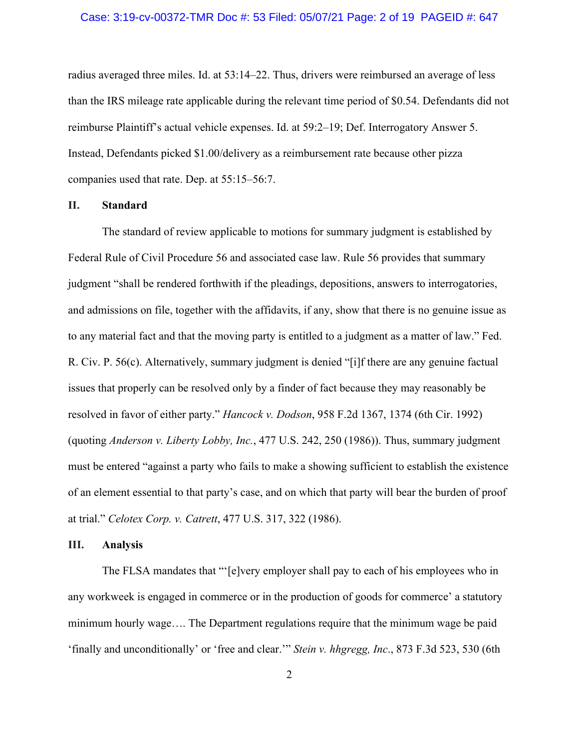radius averaged three miles. Id. at 53:14–22. Thus, drivers were reimbursed an average of less than the IRS mileage rate applicable during the relevant time period of $0.54. Defendants did not reimburse Plaintiff's actual vehicle expenses. Id. at 59:2–19; Def. Interrogatory Answer 5. Instead, Defendants picked $1.00/delivery as a reimbursement rate because other pizza companies used that rate. Dep. at 55:15–56:7.

## II. Standard

The standard of review applicable to motions for summary judgment is established by Federal Rule of Civil Procedure 56 and associated case law. Rule 56 provides that summary judgment "shall be rendered forthwith if the pleadings, depositions, answers to interrogatories, and admissions on file, together with the affidavits, if any, show that there is no genuine issue as to any material fact and that the moving party is entitled to a judgment as a matter of law." Fed. R. Civ. P. 56(c). Alternatively, summary judgment is denied "[i]f there are any genuine factual issues that properly can be resolved only by a finder of fact because they may reasonably be resolved in favor of either party." *Hancock v. Dodson*, 958 F.2d 1367, 1374 (6th Cir. 1992) (quoting *Anderson v. Liberty Lobby, Inc.*, 477 U.S. 242, 250 (1986)). Thus, summary judgment must be entered "against a party who fails to make a showing sufficient to establish the existence of an element essential to that party's case, and on which that party will bear the burden of proof at trial." *Celotex Corp. v. Catrett*, 477 U.S. 317, 322 (1986).

## III. Analysis

The FLSA mandates that "'[e]very employer shall pay to each of his employees who in any workweek is engaged in commerce or in the production of goods for commerce' a statutory minimum hourly wage…. The Department regulations require that the minimum wage be paid 'finally and unconditionally' or 'free and clear.'" *Stein v. hhgregg, Inc*., 873 F.3d 523, 530 (6th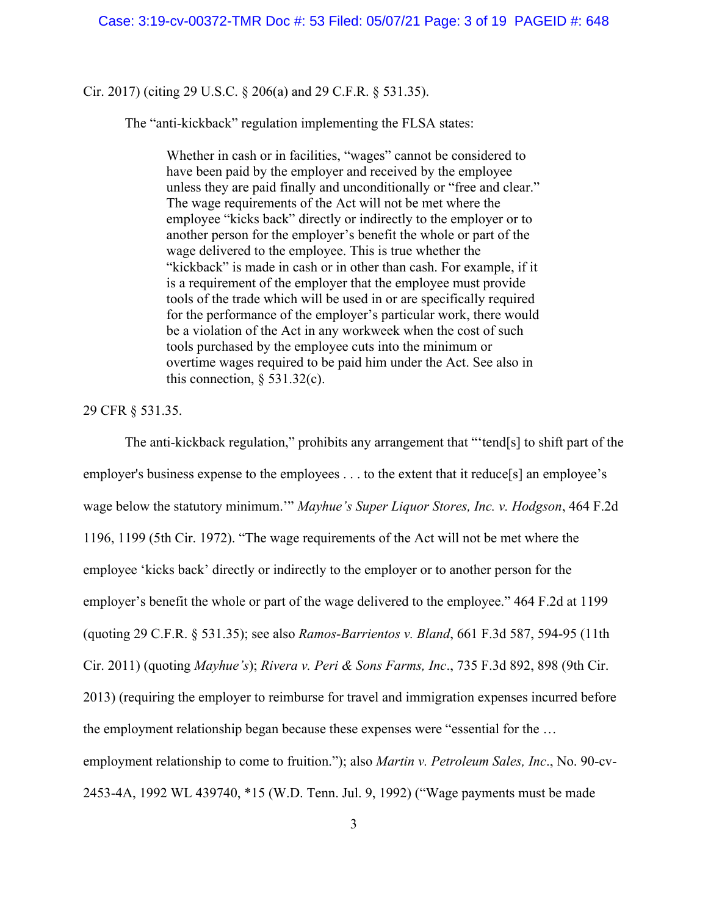Cir. 2017) (citing 29 U.S.C. § 206(a) and 29 C.F.R. § 531.35).

The "anti-kickback" regulation implementing the FLSA states:

> Whether in cash or in facilities, "wages" cannot be considered to have been paid by the employer and received by the employee unless they are paid finally and unconditionally or "free and clear." The wage requirements of the Act will not be met where the employee "kicks back" directly or indirectly to the employer or to another person for the employer's benefit the whole or part of the wage delivered to the employee. This is true whether the "kickback" is made in cash or in other than cash. For example, if it is a requirement of the employer that the employee must provide tools of the trade which will be used in or are specifically required for the performance of the employer's particular work, there would be a violation of the Act in any workweek when the cost of such tools purchased by the employee cuts into the minimum or overtime wages required to be paid him under the Act. See also in this connection, § 531.32(c).

29 CFR § 531.35.

The anti-kickback regulation," prohibits any arrangement that "'tend[s] to shift part of the employer's business expense to the employees . . . to the extent that it reduce[s] an employee's wage below the statutory minimum.'" *Mayhue's Super Liquor Stores, Inc. v. Hodgson*, 464 F.2d 1196, 1199 (5th Cir. 1972). "The wage requirements of the Act will not be met where the employee 'kicks back' directly or indirectly to the employer or to another person for the employer's benefit the whole or part of the wage delivered to the employee." 464 F.2d at 1199 (quoting 29 C.F.R. § 531.35); see also *Ramos-Barrientos v. Bland*, 661 F.3d 587, 594-95 (11th Cir. 2011) (quoting *Mayhue's*); *Rivera v. Peri & Sons Farms, Inc*., 735 F.3d 892, 898 (9th Cir. 2013) (requiring the employer to reimburse for travel and immigration expenses incurred before the employment relationship began because these expenses were "essential for the … employment relationship to come to fruition."); also *Martin v. Petroleum Sales, Inc*., No. 90-cv-2453-4A, 1992 WL 439740, *15 (W.D. Tenn. Jul. 9, 1992) ("Wage payments must be made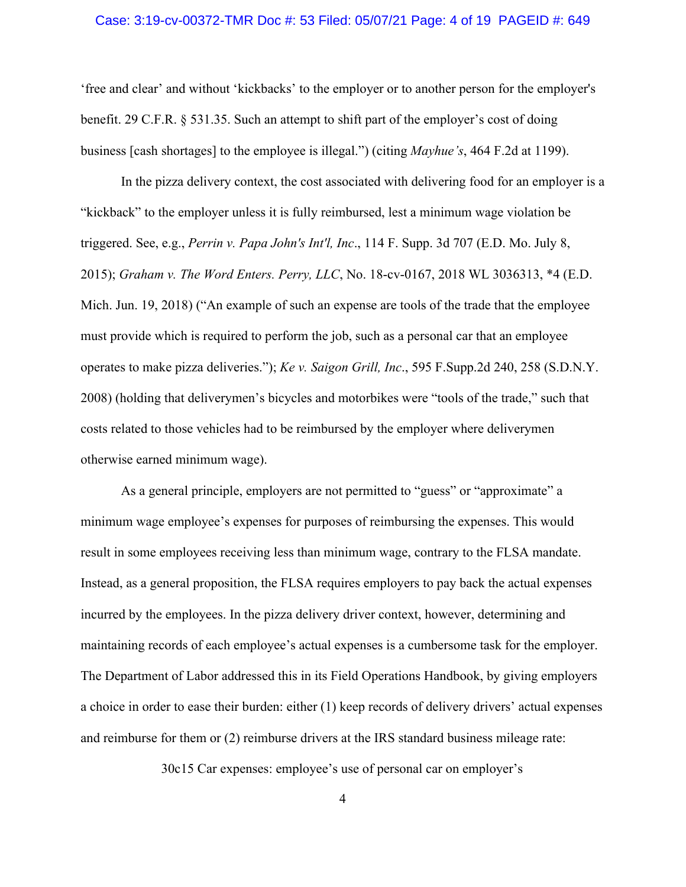'free and clear' and without 'kickbacks' to the employer or to another person for the employer's benefit. 29 C.F.R. § 531.35. Such an attempt to shift part of the employer's cost of doing business [cash shortages] to the employee is illegal.") (citing *Mayhue's*, 464 F.2d at 1199).

In the pizza delivery context, the cost associated with delivering food for an employer is a "kickback" to the employer unless it is fully reimbursed, lest a minimum wage violation be triggered. See, e.g., *Perrin v. Papa John's Int'l, Inc*., 114 F. Supp. 3d 707 (E.D. Mo. July 8, 2015); *Graham v. The Word Enters. Perry, LLC*, No. 18-cv-0167, 2018 WL 3036313, *4 (E.D. Mich. Jun. 19, 2018) ("An example of such an expense are tools of the trade that the employee must provide which is required to perform the job, such as a personal car that an employee operates to make pizza deliveries."); *Ke v. Saigon Grill, Inc*., 595 F.Supp.2d 240, 258 (S.D.N.Y. 2008) (holding that deliverymen's bicycles and motorbikes were "tools of the trade," such that costs related to those vehicles had to be reimbursed by the employer where deliverymen otherwise earned minimum wage).

As a general principle, employers are not permitted to "guess" or "approximate" a minimum wage employee's expenses for purposes of reimbursing the expenses. This would result in some employees receiving less than minimum wage, contrary to the FLSA mandate. Instead, as a general proposition, the FLSA requires employers to pay back the actual expenses incurred by the employees. In the pizza delivery driver context, however, determining and maintaining records of each employee's actual expenses is a cumbersome task for the employer. The Department of Labor addressed this in its Field Operations Handbook, by giving employers a choice in order to ease their burden: either (1) keep records of delivery drivers' actual expenses and reimburse for them or (2) reimburse drivers at the IRS standard business mileage rate:

30c15 Car expenses: employee's use of personal car on employer's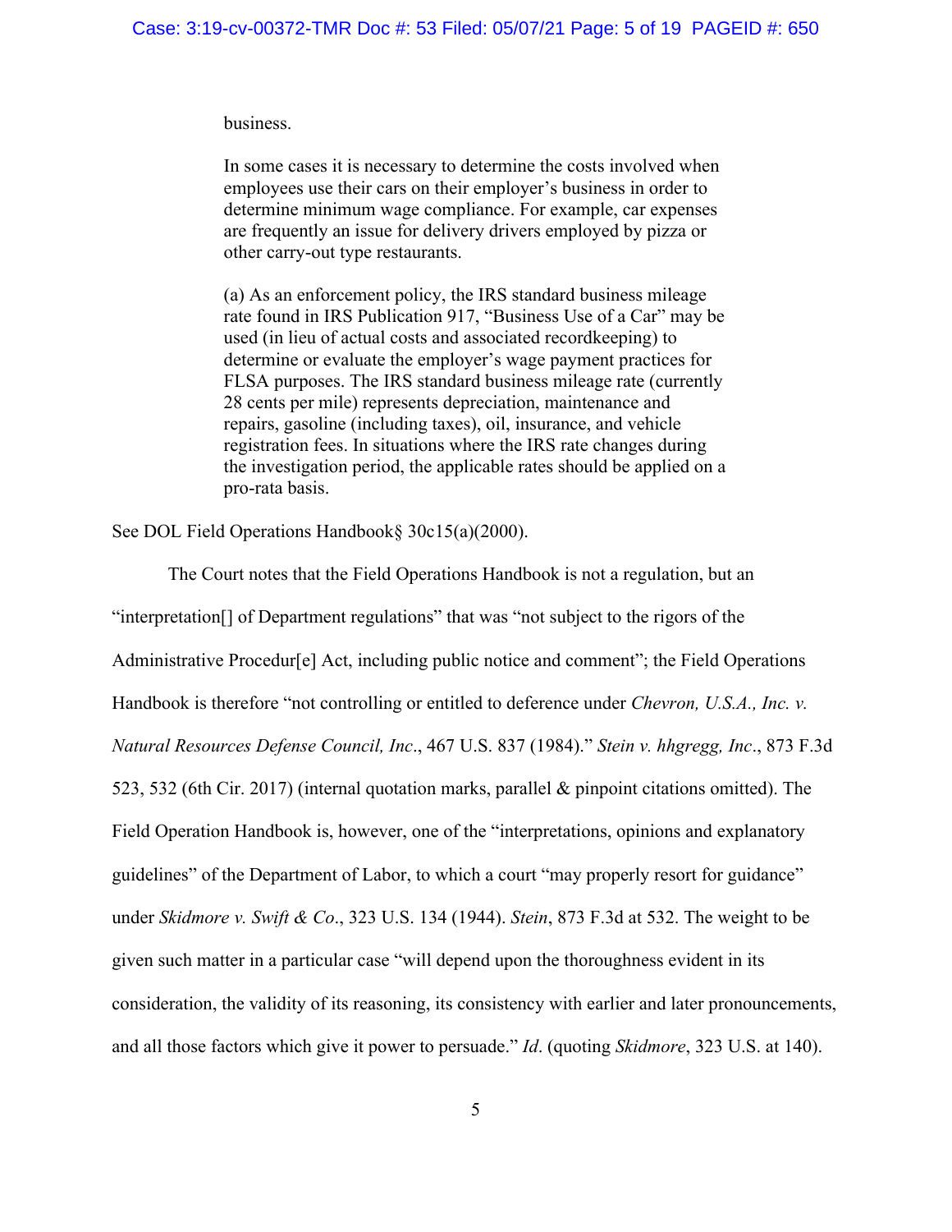> business.
>
> In some cases it is necessary to determine the costs involved when employees use their cars on their employer's business in order to determine minimum wage compliance. For example, car expenses are frequently an issue for delivery drivers employed by pizza or other carry-out type restaurants.
>
> (a) As an enforcement policy, the IRS standard business mileage rate found in IRS Publication 917, "Business Use of a Car" may be used (in lieu of actual costs and associated recordkeeping) to determine or evaluate the employer's wage payment practices for FLSA purposes. The IRS standard business mileage rate (currently 28 cents per mile) represents depreciation, maintenance and repairs, gasoline (including taxes), oil, insurance, and vehicle registration fees. In situations where the IRS rate changes during the investigation period, the applicable rates should be applied on a pro-rata basis.

See DOL Field Operations Handbook§ 30c15(a)(2000).

The Court notes that the Field Operations Handbook is not a regulation, but an "interpretation[] of Department regulations" that was "not subject to the rigors of the Administrative Procedur[e] Act, including public notice and comment"; the Field Operations Handbook is therefore "not controlling or entitled to deference under *Chevron, U.S.A., Inc. v. Natural Resources Defense Council, Inc*., 467 U.S. 837 (1984)." *Stein v. hhgregg, Inc*., 873 F.3d 523, 532 (6th Cir. 2017) (internal quotation marks, parallel & pinpoint citations omitted). The Field Operation Handbook is, however, one of the "interpretations, opinions and explanatory guidelines" of the Department of Labor, to which a court "may properly resort for guidance" under *Skidmore v. Swift & Co*., 323 U.S. 134 (1944). *Stein*, 873 F.3d at 532. The weight to be given such matter in a particular case "will depend upon the thoroughness evident in its consideration, the validity of its reasoning, its consistency with earlier and later pronouncements, and all those factors which give it power to persuade." *Id*. (quoting *Skidmore*, 323 U.S. at 140).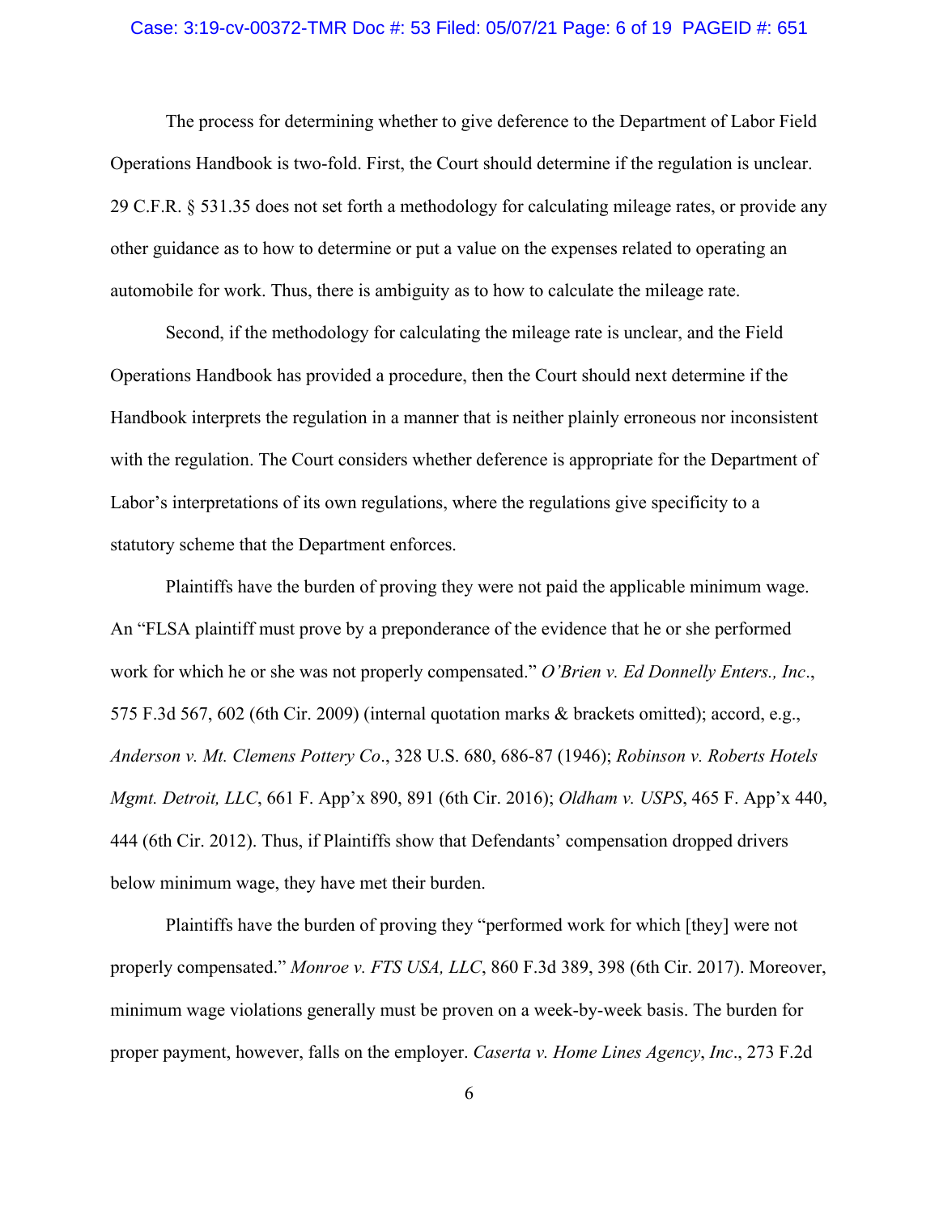The process for determining whether to give deference to the Department of Labor Field Operations Handbook is two-fold. First, the Court should determine if the regulation is unclear. 29 C.F.R. § 531.35 does not set forth a methodology for calculating mileage rates, or provide any other guidance as to how to determine or put a value on the expenses related to operating an automobile for work. Thus, there is ambiguity as to how to calculate the mileage rate.

Second, if the methodology for calculating the mileage rate is unclear, and the Field Operations Handbook has provided a procedure, then the Court should next determine if the Handbook interprets the regulation in a manner that is neither plainly erroneous nor inconsistent with the regulation. The Court considers whether deference is appropriate for the Department of Labor's interpretations of its own regulations, where the regulations give specificity to a statutory scheme that the Department enforces.

Plaintiffs have the burden of proving they were not paid the applicable minimum wage. An "FLSA plaintiff must prove by a preponderance of the evidence that he or she performed work for which he or she was not properly compensated." *O'Brien v. Ed Donnelly Enters., Inc.*, 575 F.3d 567, 602 (6th Cir. 2009) (internal quotation marks & brackets omitted); accord, e.g., *Anderson v. Mt. Clemens Pottery Co.*, 328 U.S. 680, 686-87 (1946); *Robinson v. Roberts Hotels Mgmt. Detroit, LLC*, 661 F. App'x 890, 891 (6th Cir. 2016); *Oldham v. USPS*, 465 F. App'x 440, 444 (6th Cir. 2012). Thus, if Plaintiffs show that Defendants' compensation dropped drivers below minimum wage, they have met their burden.

Plaintiffs have the burden of proving they "performed work for which [they] were not properly compensated." *Monroe v. FTS USA, LLC*, 860 F.3d 389, 398 (6th Cir. 2017). Moreover, minimum wage violations generally must be proven on a week-by-week basis. The burden for proper payment, however, falls on the employer. *Caserta v. Home Lines Agency, Inc.*, 273 F.2d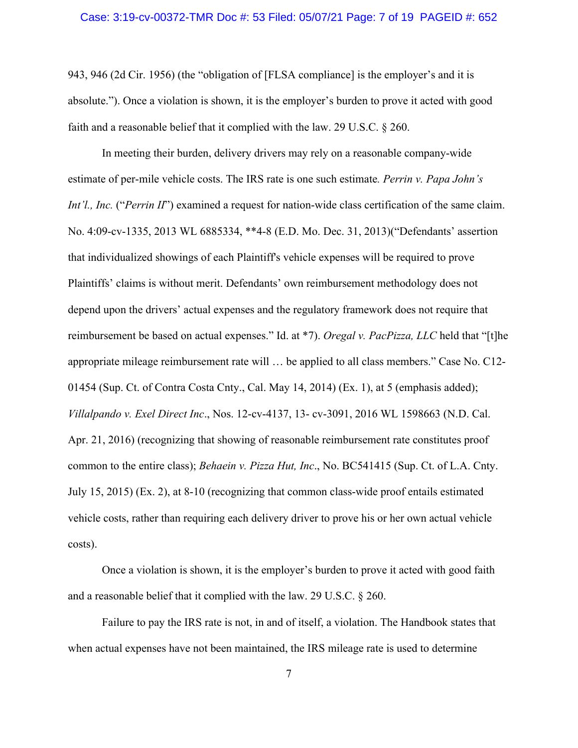943, 946 (2d Cir. 1956) (the "obligation of [FLSA compliance] is the employer's and it is absolute."). Once a violation is shown, it is the employer's burden to prove it acted with good faith and a reasonable belief that it complied with the law. 29 U.S.C. § 260.

In meeting their burden, delivery drivers may rely on a reasonable company-wide estimate of per-mile vehicle costs. The IRS rate is one such estimate*. Perrin v. Papa John's Int'l., Inc.* ("*Perrin II*") examined a request for nation-wide class certification of the same claim. No. 4:09-cv-1335, 2013 WL 6885334, **4-8 (E.D. Mo. Dec. 31, 2013)("Defendants' assertion that individualized showings of each Plaintiff's vehicle expenses will be required to prove Plaintiffs' claims is without merit. Defendants' own reimbursement methodology does not depend upon the drivers' actual expenses and the regulatory framework does not require that reimbursement be based on actual expenses." Id. at *7). *Oregal v. PacPizza, LLC* held that "[t]he appropriate mileage reimbursement rate will … be applied to all class members." Case No. C12-01454 (Sup. Ct. of Contra Costa Cnty., Cal. May 14, 2014) (Ex. 1), at 5 (emphasis added); *Villalpando v. Exel Direct Inc*., Nos. 12-cv-4137, 13- cv-3091, 2016 WL 1598663 (N.D. Cal. Apr. 21, 2016) (recognizing that showing of reasonable reimbursement rate constitutes proof common to the entire class); *Behaein v. Pizza Hut, Inc*., No. BC541415 (Sup. Ct. of L.A. Cnty. July 15, 2015) (Ex. 2), at 8-10 (recognizing that common class-wide proof entails estimated vehicle costs, rather than requiring each delivery driver to prove his or her own actual vehicle costs).

Once a violation is shown, it is the employer's burden to prove it acted with good faith and a reasonable belief that it complied with the law. 29 U.S.C. § 260.

Failure to pay the IRS rate is not, in and of itself, a violation. The Handbook states that when actual expenses have not been maintained, the IRS mileage rate is used to determine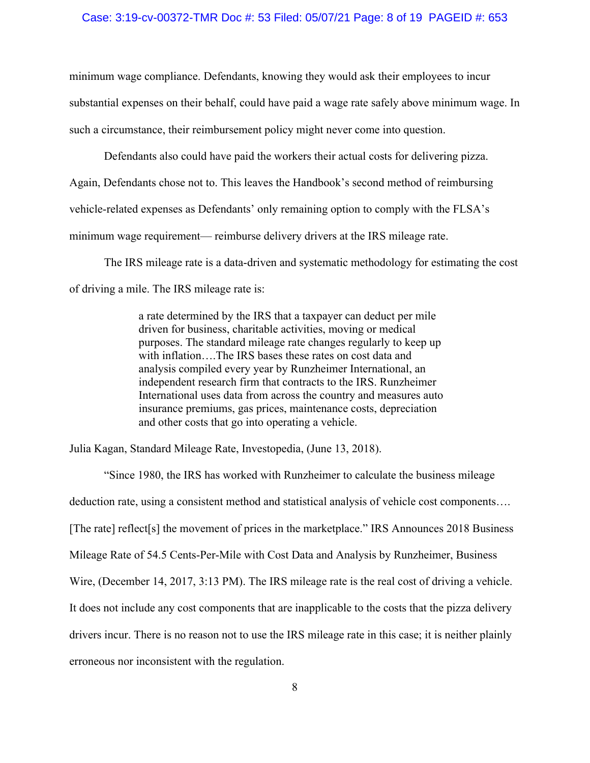minimum wage compliance. Defendants, knowing they would ask their employees to incur substantial expenses on their behalf, could have paid a wage rate safely above minimum wage. In such a circumstance, their reimbursement policy might never come into question.

Defendants also could have paid the workers their actual costs for delivering pizza. Again, Defendants chose not to. This leaves the Handbook's second method of reimbursing vehicle-related expenses as Defendants' only remaining option to comply with the FLSA's minimum wage requirement— reimburse delivery drivers at the IRS mileage rate.

The IRS mileage rate is a data-driven and systematic methodology for estimating the cost of driving a mile. The IRS mileage rate is:

> a rate determined by the IRS that a taxpayer can deduct per mile driven for business, charitable activities, moving or medical purposes. The standard mileage rate changes regularly to keep up with inflation….The IRS bases these rates on cost data and analysis compiled every year by Runzheimer International, an independent research firm that contracts to the IRS. Runzheimer International uses data from across the country and measures auto insurance premiums, gas prices, maintenance costs, depreciation and other costs that go into operating a vehicle.

Julia Kagan, Standard Mileage Rate, Investopedia, (June 13, 2018).

"Since 1980, the IRS has worked with Runzheimer to calculate the business mileage deduction rate, using a consistent method and statistical analysis of vehicle cost components…. [The rate] reflect[s] the movement of prices in the marketplace." IRS Announces 2018 Business Mileage Rate of 54.5 Cents-Per-Mile with Cost Data and Analysis by Runzheimer, Business Wire, (December 14, 2017, 3:13 PM). The IRS mileage rate is the real cost of driving a vehicle. It does not include any cost components that are inapplicable to the costs that the pizza delivery drivers incur. There is no reason not to use the IRS mileage rate in this case; it is neither plainly erroneous nor inconsistent with the regulation.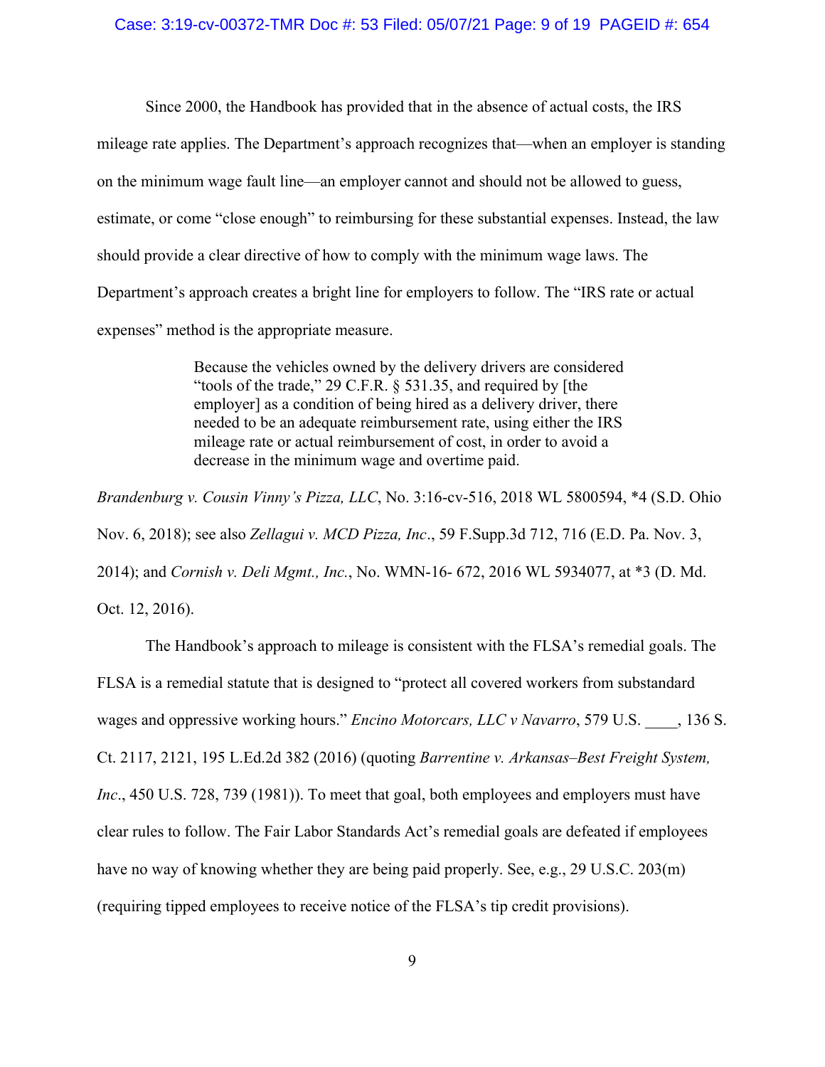Since 2000, the Handbook has provided that in the absence of actual costs, the IRS mileage rate applies. The Department's approach recognizes that—when an employer is standing on the minimum wage fault line—an employer cannot and should not be allowed to guess, estimate, or come "close enough" to reimbursing for these substantial expenses. Instead, the law should provide a clear directive of how to comply with the minimum wage laws. The Department's approach creates a bright line for employers to follow. The "IRS rate or actual expenses" method is the appropriate measure.

> Because the vehicles owned by the delivery drivers are considered "tools of the trade," 29 C.F.R. § 531.35, and required by [the employer] as a condition of being hired as a delivery driver, there needed to be an adequate reimbursement rate, using either the IRS mileage rate or actual reimbursement of cost, in order to avoid a decrease in the minimum wage and overtime paid.

*Brandenburg v. Cousin Vinny's Pizza, LLC*, No. 3:16-cv-516, 2018 WL 5800594, *4 (S.D. Ohio Nov. 6, 2018); see also *Zellagui v. MCD Pizza, Inc*., 59 F.Supp.3d 712, 716 (E.D. Pa. Nov. 3, 2014); and *Cornish v. Deli Mgmt., Inc.*, No. WMN-16- 672, 2016 WL 5934077, at *3 (D. Md. Oct. 12, 2016).

The Handbook's approach to mileage is consistent with the FLSA's remedial goals. The FLSA is a remedial statute that is designed to "protect all covered workers from substandard wages and oppressive working hours." *Encino Motorcars, LLC v Navarro*, 579 U.S. ____, 136 S. Ct. 2117, 2121, 195 L.Ed.2d 382 (2016) (quoting *Barrentine v. Arkansas–Best Freight System, Inc*., 450 U.S. 728, 739 (1981)). To meet that goal, both employees and employers must have clear rules to follow. The Fair Labor Standards Act's remedial goals are defeated if employees have no way of knowing whether they are being paid properly. See, e.g., 29 U.S.C. 203(m) (requiring tipped employees to receive notice of the FLSA's tip credit provisions).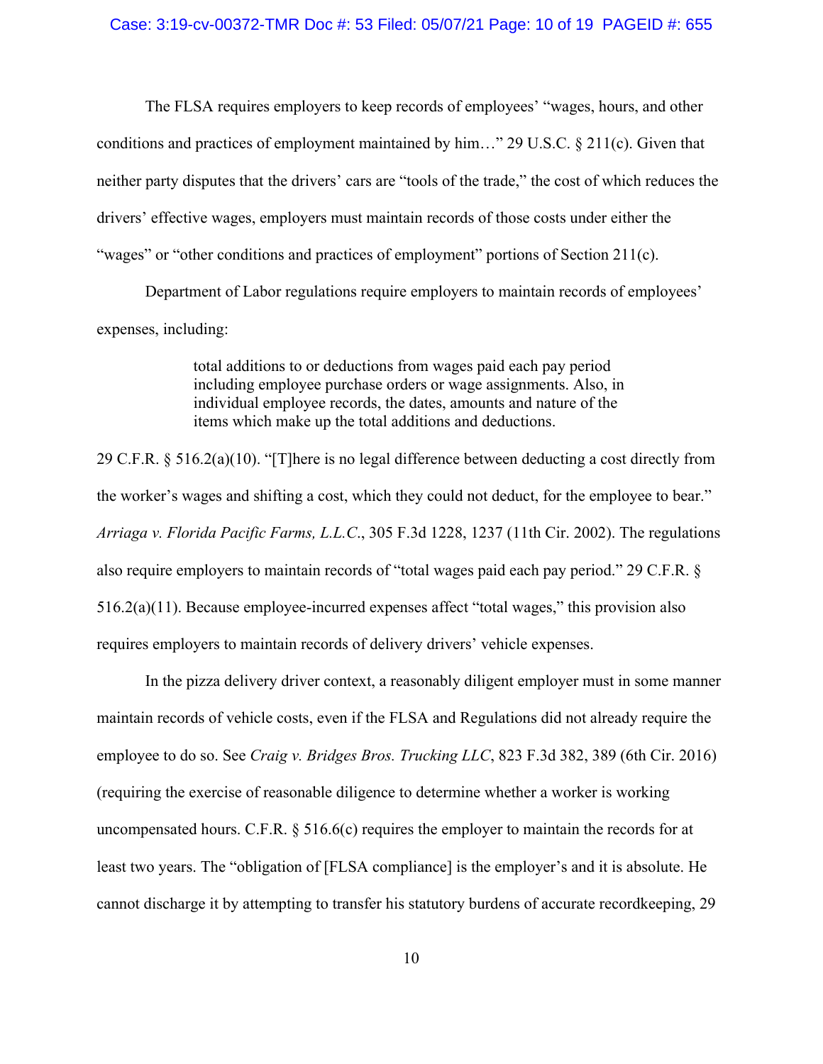The FLSA requires employers to keep records of employees' "wages, hours, and other conditions and practices of employment maintained by him…" 29 U.S.C. § 211(c). Given that neither party disputes that the drivers' cars are "tools of the trade," the cost of which reduces the drivers' effective wages, employers must maintain records of those costs under either the "wages" or "other conditions and practices of employment" portions of Section 211(c).

Department of Labor regulations require employers to maintain records of employees' expenses, including:

> total additions to or deductions from wages paid each pay period including employee purchase orders or wage assignments. Also, in individual employee records, the dates, amounts and nature of the items which make up the total additions and deductions.

29 C.F.R. § 516.2(a)(10). "[T]here is no legal difference between deducting a cost directly from the worker's wages and shifting a cost, which they could not deduct, for the employee to bear." *Arriaga v. Florida Pacific Farms, L.L.C.*, 305 F.3d 1228, 1237 (11th Cir. 2002). The regulations also require employers to maintain records of "total wages paid each pay period." 29 C.F.R. § 516.2(a)(11). Because employee-incurred expenses affect "total wages," this provision also requires employers to maintain records of delivery drivers' vehicle expenses.

In the pizza delivery driver context, a reasonably diligent employer must in some manner maintain records of vehicle costs, even if the FLSA and Regulations did not already require the employee to do so. See *Craig v. Bridges Bros. Trucking LLC*, 823 F.3d 382, 389 (6th Cir. 2016) (requiring the exercise of reasonable diligence to determine whether a worker is working uncompensated hours. C.F.R. § 516.6(c) requires the employer to maintain the records for at least two years. The "obligation of [FLSA compliance] is the employer's and it is absolute. He cannot discharge it by attempting to transfer his statutory burdens of accurate recordkeeping, 29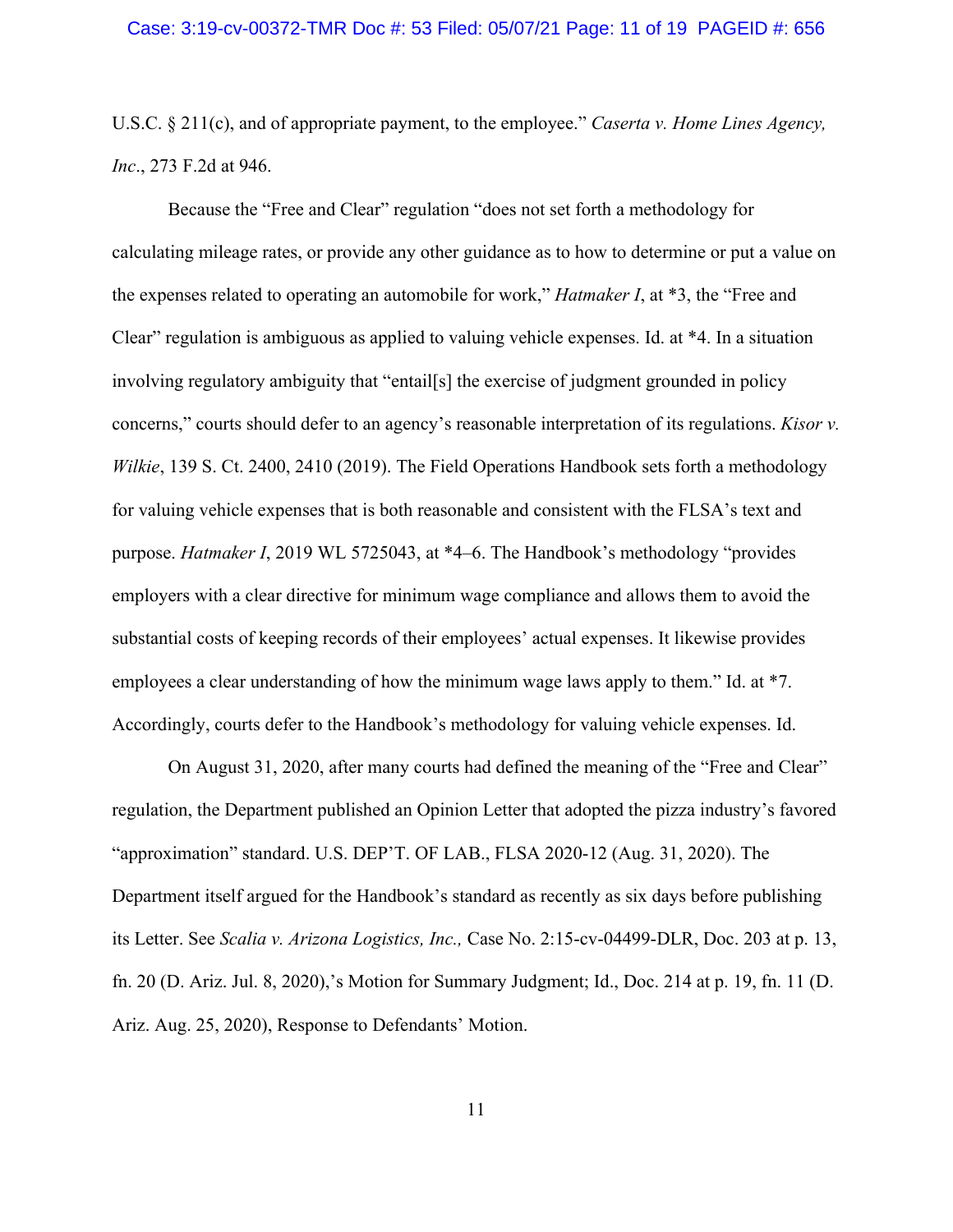U.S.C. § 211(c), and of appropriate payment, to the employee." *Caserta v. Home Lines Agency, Inc*., 273 F.2d at 946.

Because the "Free and Clear" regulation "does not set forth a methodology for calculating mileage rates, or provide any other guidance as to how to determine or put a value on the expenses related to operating an automobile for work," *Hatmaker I*, at *3, the "Free and Clear" regulation is ambiguous as applied to valuing vehicle expenses. Id. at *4. In a situation involving regulatory ambiguity that "entail[s] the exercise of judgment grounded in policy concerns," courts should defer to an agency's reasonable interpretation of its regulations. *Kisor v. Wilkie*, 139 S. Ct. 2400, 2410 (2019). The Field Operations Handbook sets forth a methodology for valuing vehicle expenses that is both reasonable and consistent with the FLSA's text and purpose. *Hatmaker I*, 2019 WL 5725043, at *4–6. The Handbook's methodology "provides employers with a clear directive for minimum wage compliance and allows them to avoid the substantial costs of keeping records of their employees' actual expenses. It likewise provides employees a clear understanding of how the minimum wage laws apply to them." Id. at *7. Accordingly, courts defer to the Handbook's methodology for valuing vehicle expenses. Id.

On August 31, 2020, after many courts had defined the meaning of the "Free and Clear" regulation, the Department published an Opinion Letter that adopted the pizza industry's favored "approximation" standard. U.S. DEP'T. OF LAB., FLSA 2020-12 (Aug. 31, 2020). The Department itself argued for the Handbook's standard as recently as six days before publishing its Letter. See *Scalia v. Arizona Logistics, Inc.,* Case No. 2:15-cv-04499-DLR, Doc. 203 at p. 13, fn. 20 (D. Ariz. Jul. 8, 2020),'s Motion for Summary Judgment; Id., Doc. 214 at p. 19, fn. 11 (D. Ariz. Aug. 25, 2020), Response to Defendants' Motion.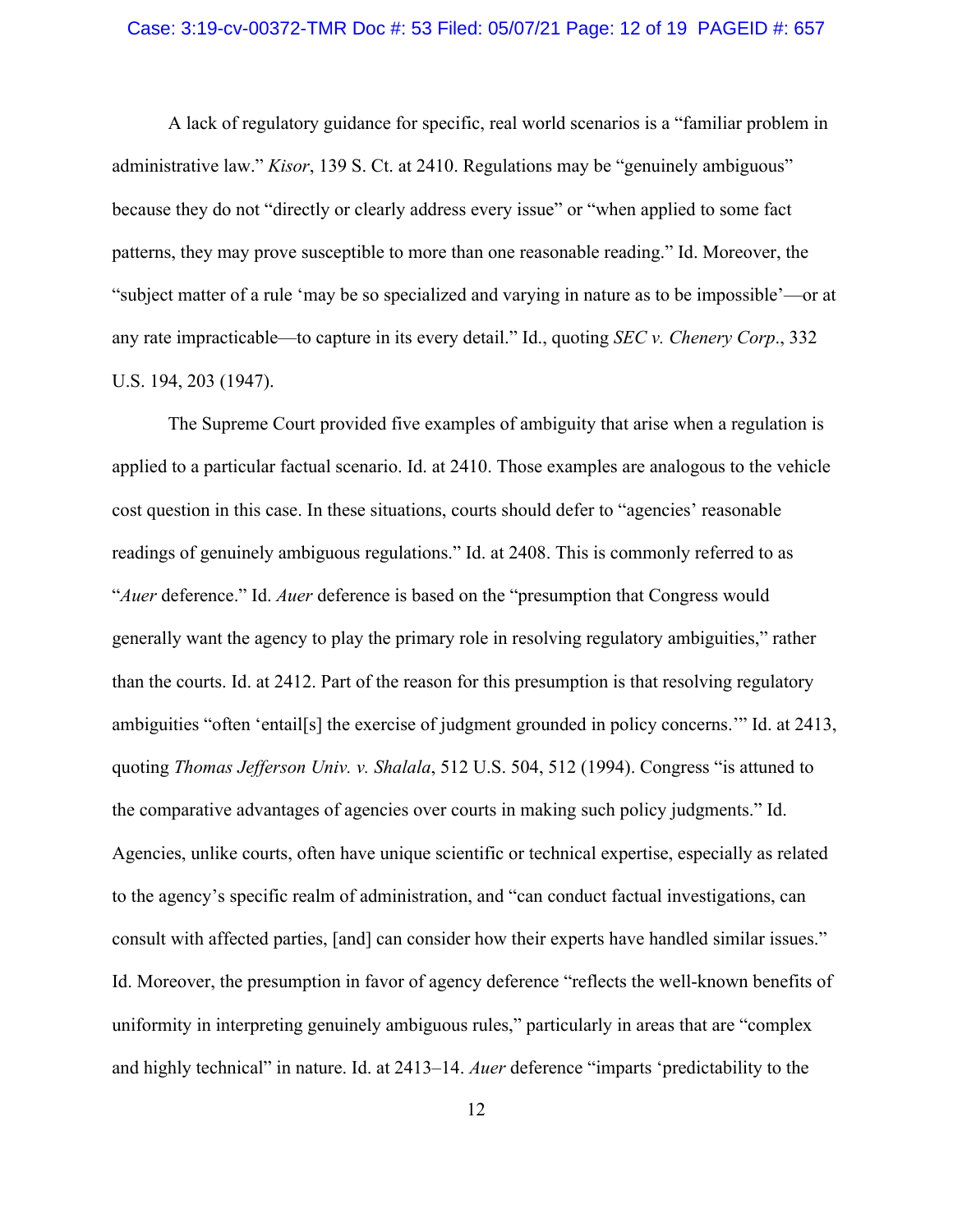A lack of regulatory guidance for specific, real world scenarios is a "familiar problem in administrative law." *Kisor*, 139 S. Ct. at 2410. Regulations may be "genuinely ambiguous" because they do not "directly or clearly address every issue" or "when applied to some fact patterns, they may prove susceptible to more than one reasonable reading." Id. Moreover, the "subject matter of a rule 'may be so specialized and varying in nature as to be impossible'—or at any rate impracticable—to capture in its every detail." Id., quoting *SEC v. Chenery Corp*., 332 U.S. 194, 203 (1947).

The Supreme Court provided five examples of ambiguity that arise when a regulation is applied to a particular factual scenario. Id. at 2410. Those examples are analogous to the vehicle cost question in this case. In these situations, courts should defer to "agencies' reasonable readings of genuinely ambiguous regulations." Id. at 2408. This is commonly referred to as "*Auer* deference." Id. *Auer* deference is based on the "presumption that Congress would generally want the agency to play the primary role in resolving regulatory ambiguities," rather than the courts. Id. at 2412. Part of the reason for this presumption is that resolving regulatory ambiguities "often 'entail[s] the exercise of judgment grounded in policy concerns.'" Id. at 2413, quoting *Thomas Jefferson Univ. v. Shalala*, 512 U.S. 504, 512 (1994). Congress "is attuned to the comparative advantages of agencies over courts in making such policy judgments." Id. Agencies, unlike courts, often have unique scientific or technical expertise, especially as related to the agency's specific realm of administration, and "can conduct factual investigations, can consult with affected parties, [and] can consider how their experts have handled similar issues." Id. Moreover, the presumption in favor of agency deference "reflects the well-known benefits of uniformity in interpreting genuinely ambiguous rules," particularly in areas that are "complex and highly technical" in nature. Id. at 2413–14. *Auer* deference "imparts 'predictability to the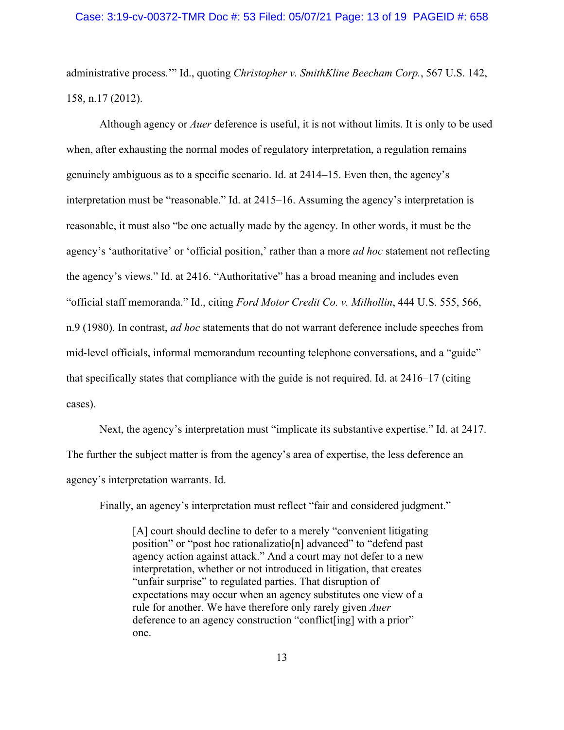administrative process.'" Id., quoting *Christopher v. SmithKline Beecham Corp.*, 567 U.S. 142, 158, n.17 (2012).

Although agency or *Auer* deference is useful, it is not without limits. It is only to be used when, after exhausting the normal modes of regulatory interpretation, a regulation remains genuinely ambiguous as to a specific scenario. Id. at 2414–15. Even then, the agency's interpretation must be "reasonable." Id. at 2415–16. Assuming the agency's interpretation is reasonable, it must also "be one actually made by the agency. In other words, it must be the agency's 'authoritative' or 'official position,' rather than a more *ad hoc* statement not reflecting the agency's views." Id. at 2416. "Authoritative" has a broad meaning and includes even "official staff memoranda." Id., citing *Ford Motor Credit Co. v. Milhollin*, 444 U.S. 555, 566, n.9 (1980). In contrast, *ad hoc* statements that do not warrant deference include speeches from mid-level officials, informal memorandum recounting telephone conversations, and a "guide" that specifically states that compliance with the guide is not required. Id. at 2416–17 (citing cases).

Next, the agency's interpretation must "implicate its substantive expertise." Id. at 2417. The further the subject matter is from the agency's area of expertise, the less deference an agency's interpretation warrants. Id.

Finally, an agency's interpretation must reflect "fair and considered judgment."

> [A] court should decline to defer to a merely "convenient litigating position" or "post hoc rationalizatio[n] advanced" to "defend past agency action against attack." And a court may not defer to a new interpretation, whether or not introduced in litigation, that creates "unfair surprise" to regulated parties. That disruption of expectations may occur when an agency substitutes one view of a rule for another. We have therefore only rarely given *Auer* deference to an agency construction "conflict[ing] with a prior" one.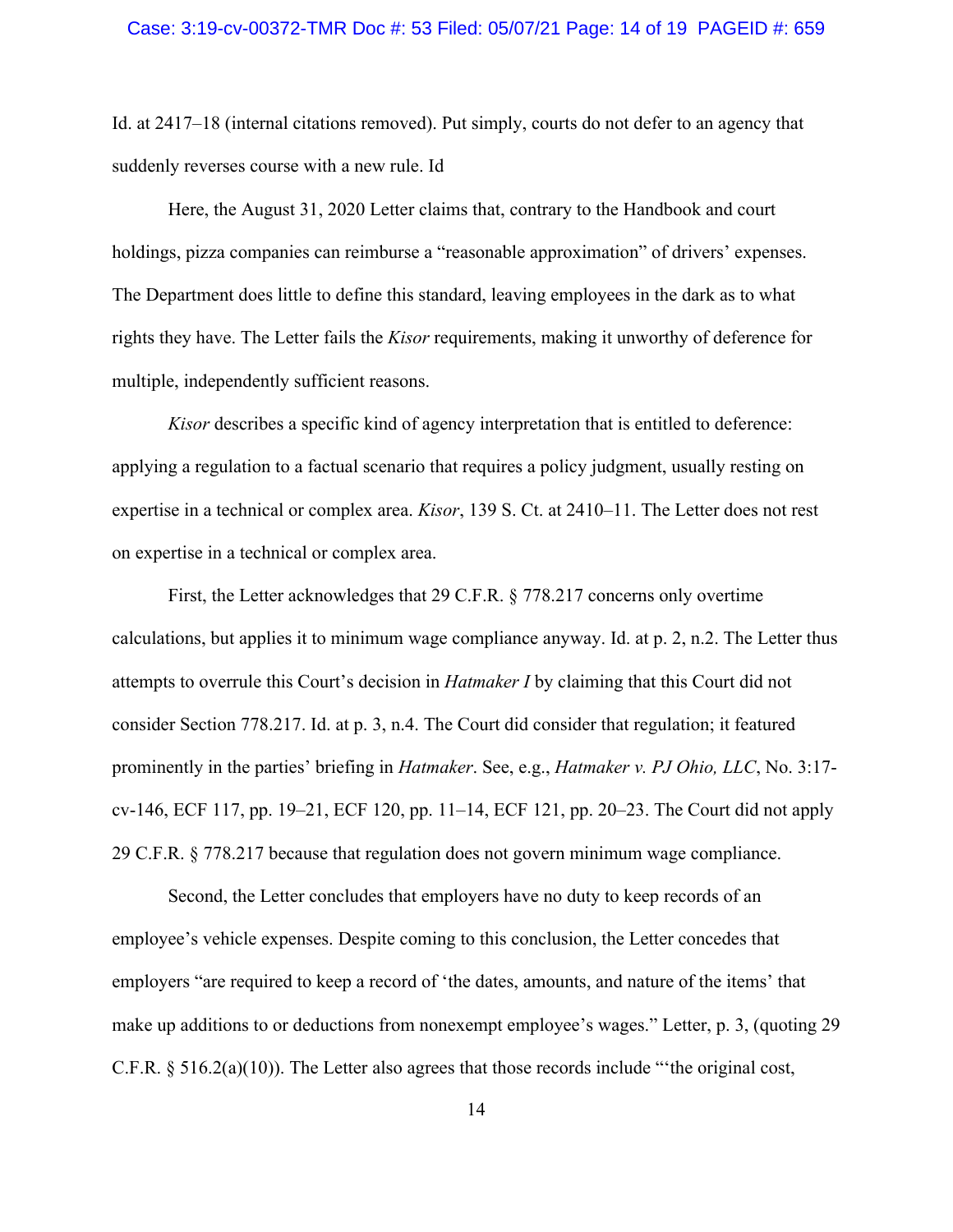Id. at 2417–18 (internal citations removed). Put simply, courts do not defer to an agency that suddenly reverses course with a new rule. Id

Here, the August 31, 2020 Letter claims that, contrary to the Handbook and court holdings, pizza companies can reimburse a "reasonable approximation" of drivers' expenses. The Department does little to define this standard, leaving employees in the dark as to what rights they have. The Letter fails the *Kisor* requirements, making it unworthy of deference for multiple, independently sufficient reasons.

*Kisor* describes a specific kind of agency interpretation that is entitled to deference: applying a regulation to a factual scenario that requires a policy judgment, usually resting on expertise in a technical or complex area. *Kisor*, 139 S. Ct. at 2410–11. The Letter does not rest on expertise in a technical or complex area.

First, the Letter acknowledges that 29 C.F.R. § 778.217 concerns only overtime calculations, but applies it to minimum wage compliance anyway. Id. at p. 2, n.2. The Letter thus attempts to overrule this Court's decision in *Hatmaker I* by claiming that this Court did not consider Section 778.217. Id. at p. 3, n.4. The Court did consider that regulation; it featured prominently in the parties' briefing in *Hatmaker*. See, e.g., *Hatmaker v. PJ Ohio, LLC*, No. 3:17-cv-146, ECF 117, pp. 19–21, ECF 120, pp. 11–14, ECF 121, pp. 20–23. The Court did not apply 29 C.F.R. § 778.217 because that regulation does not govern minimum wage compliance.

Second, the Letter concludes that employers have no duty to keep records of an employee's vehicle expenses. Despite coming to this conclusion, the Letter concedes that employers "are required to keep a record of 'the dates, amounts, and nature of the items' that make up additions to or deductions from nonexempt employee's wages." Letter, p. 3, (quoting 29 C.F.R. § 516.2(a)(10)). The Letter also agrees that those records include "'the original cost,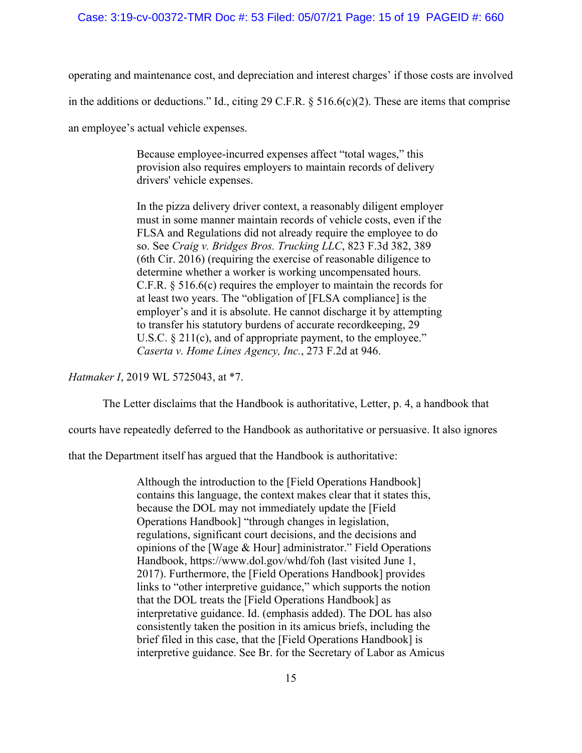operating and maintenance cost, and depreciation and interest charges' if those costs are involved in the additions or deductions." Id., citing 29 C.F.R. § 516.6(c)(2). These are items that comprise an employee's actual vehicle expenses.

> Because employee-incurred expenses affect "total wages," this provision also requires employers to maintain records of delivery drivers' vehicle expenses.
>
> In the pizza delivery driver context, a reasonably diligent employer must in some manner maintain records of vehicle costs, even if the FLSA and Regulations did not already require the employee to do so. See *Craig v. Bridges Bros. Trucking LLC*, 823 F.3d 382, 389 (6th Cir. 2016) (requiring the exercise of reasonable diligence to determine whether a worker is working uncompensated hours. C.F.R. § 516.6(c) requires the employer to maintain the records for at least two years. The "obligation of [FLSA compliance] is the employer's and it is absolute. He cannot discharge it by attempting to transfer his statutory burdens of accurate recordkeeping, 29 U.S.C. § 211(c), and of appropriate payment, to the employee." *Caserta v. Home Lines Agency, Inc.*, 273 F.2d at 946.

*Hatmaker I*, 2019 WL 5725043, at *7.

The Letter disclaims that the Handbook is authoritative, Letter, p. 4, a handbook that courts have repeatedly deferred to the Handbook as authoritative or persuasive. It also ignores that the Department itself has argued that the Handbook is authoritative:

> Although the introduction to the [Field Operations Handbook] contains this language, the context makes clear that it states this, because the DOL may not immediately update the [Field Operations Handbook] "through changes in legislation, regulations, significant court decisions, and the decisions and opinions of the [Wage & Hour] administrator." Field Operations Handbook, https://www.dol.gov/whd/foh (last visited June 1, 2017). Furthermore, the [Field Operations Handbook] provides links to "other interpretive guidance," which supports the notion that the DOL treats the [Field Operations Handbook] as interpretative guidance. Id. (emphasis added). The DOL has also consistently taken the position in its amicus briefs, including the brief filed in this case, that the [Field Operations Handbook] is interpretive guidance. See Br. for the Secretary of Labor as Amicus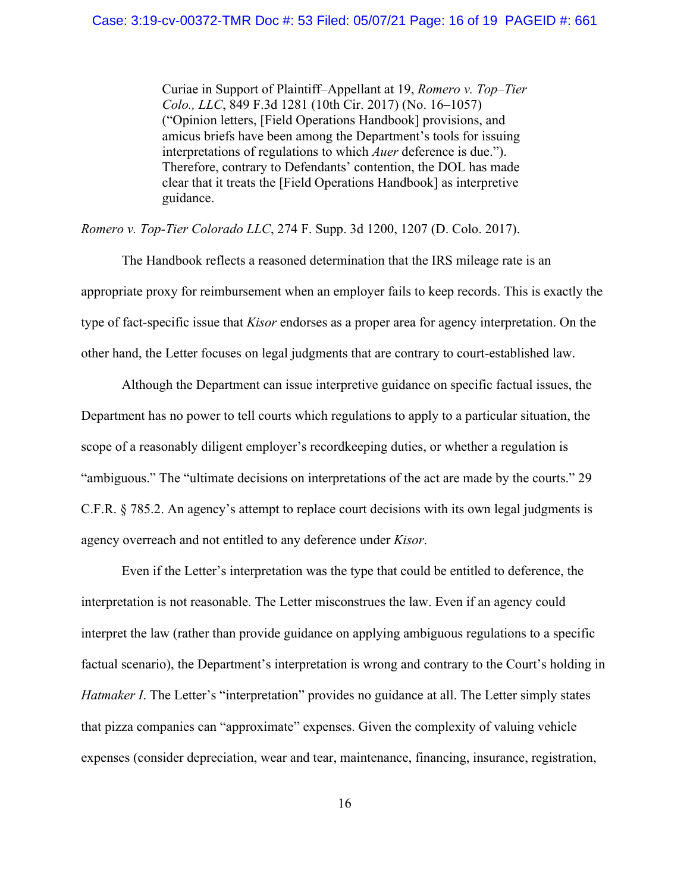> Curiae in Support of Plaintiff–Appellant at 19, *Romero v. Top–Tier Colo., LLC*, 849 F.3d 1281 (10th Cir. 2017) (No. 16–1057) ("Opinion letters, [Field Operations Handbook] provisions, and amicus briefs have been among the Department's tools for issuing interpretations of regulations to which *Auer* deference is due."). Therefore, contrary to Defendants' contention, the DOL has made clear that it treats the [Field Operations Handbook] as interpretive guidance.

*Romero v. Top-Tier Colorado LLC*, 274 F. Supp. 3d 1200, 1207 (D. Colo. 2017).

The Handbook reflects a reasoned determination that the IRS mileage rate is an appropriate proxy for reimbursement when an employer fails to keep records. This is exactly the type of fact-specific issue that *Kisor* endorses as a proper area for agency interpretation. On the other hand, the Letter focuses on legal judgments that are contrary to court-established law.

Although the Department can issue interpretive guidance on specific factual issues, the Department has no power to tell courts which regulations to apply to a particular situation, the scope of a reasonably diligent employer's recordkeeping duties, or whether a regulation is "ambiguous." The "ultimate decisions on interpretations of the act are made by the courts." 29 C.F.R. § 785.2. An agency's attempt to replace court decisions with its own legal judgments is agency overreach and not entitled to any deference under *Kisor*.

Even if the Letter's interpretation was the type that could be entitled to deference, the interpretation is not reasonable. The Letter misconstrues the law. Even if an agency could interpret the law (rather than provide guidance on applying ambiguous regulations to a specific factual scenario), the Department's interpretation is wrong and contrary to the Court's holding in *Hatmaker I*. The Letter's "interpretation" provides no guidance at all. The Letter simply states that pizza companies can "approximate" expenses. Given the complexity of valuing vehicle expenses (consider depreciation, wear and tear, maintenance, financing, insurance, registration,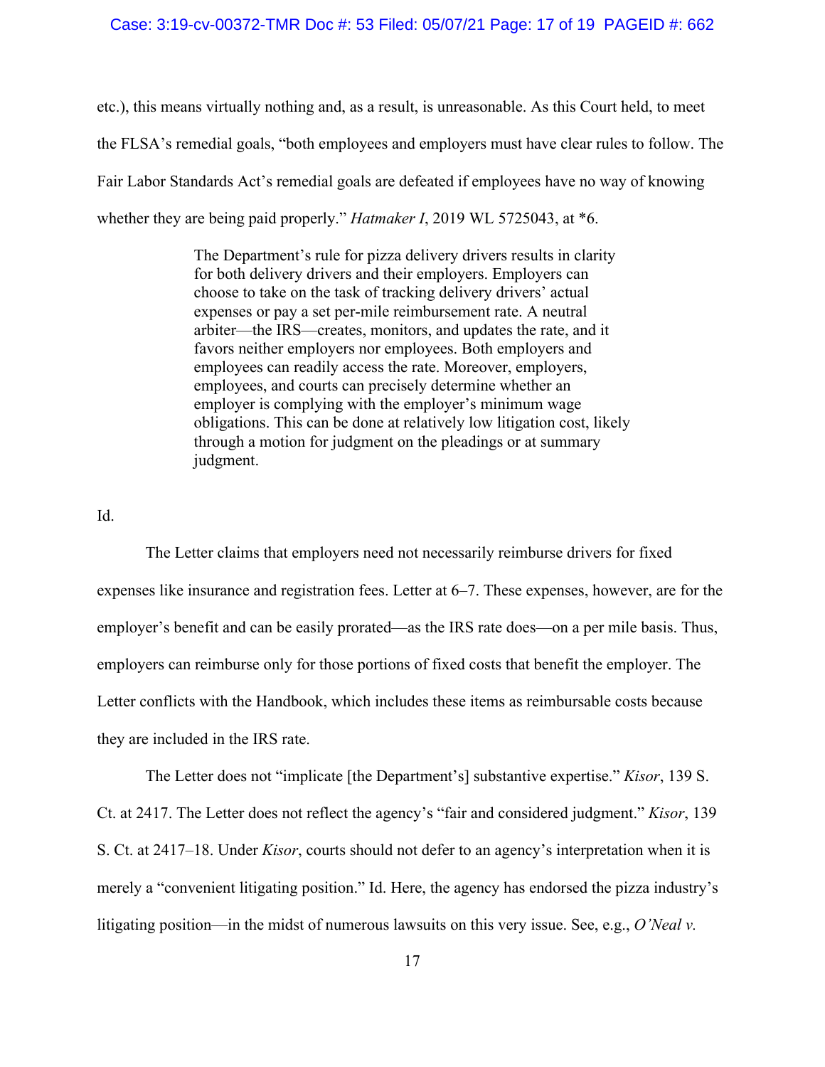etc.), this means virtually nothing and, as a result, is unreasonable. As this Court held, to meet the FLSA's remedial goals, "both employees and employers must have clear rules to follow. The Fair Labor Standards Act's remedial goals are defeated if employees have no way of knowing whether they are being paid properly." *Hatmaker I*, 2019 WL 5725043, at *6.

> The Department's rule for pizza delivery drivers results in clarity for both delivery drivers and their employers. Employers can choose to take on the task of tracking delivery drivers' actual expenses or pay a set per-mile reimbursement rate. A neutral arbiter—the IRS—creates, monitors, and updates the rate, and it favors neither employers nor employees. Both employers and employees can readily access the rate. Moreover, employers, employees, and courts can precisely determine whether an employer is complying with the employer's minimum wage obligations. This can be done at relatively low litigation cost, likely through a motion for judgment on the pleadings or at summary judgment.

Id.

The Letter claims that employers need not necessarily reimburse drivers for fixed expenses like insurance and registration fees. Letter at 6–7. These expenses, however, are for the employer's benefit and can be easily prorated—as the IRS rate does—on a per mile basis. Thus, employers can reimburse only for those portions of fixed costs that benefit the employer. The Letter conflicts with the Handbook, which includes these items as reimbursable costs because they are included in the IRS rate.

The Letter does not "implicate [the Department's] substantive expertise." *Kisor*, 139 S. Ct. at 2417. The Letter does not reflect the agency's "fair and considered judgment." *Kisor*, 139 S. Ct. at 2417–18. Under *Kisor*, courts should not defer to an agency's interpretation when it is merely a "convenient litigating position." Id. Here, the agency has endorsed the pizza industry's litigating position—in the midst of numerous lawsuits on this very issue. See, e.g., *O'Neal v.*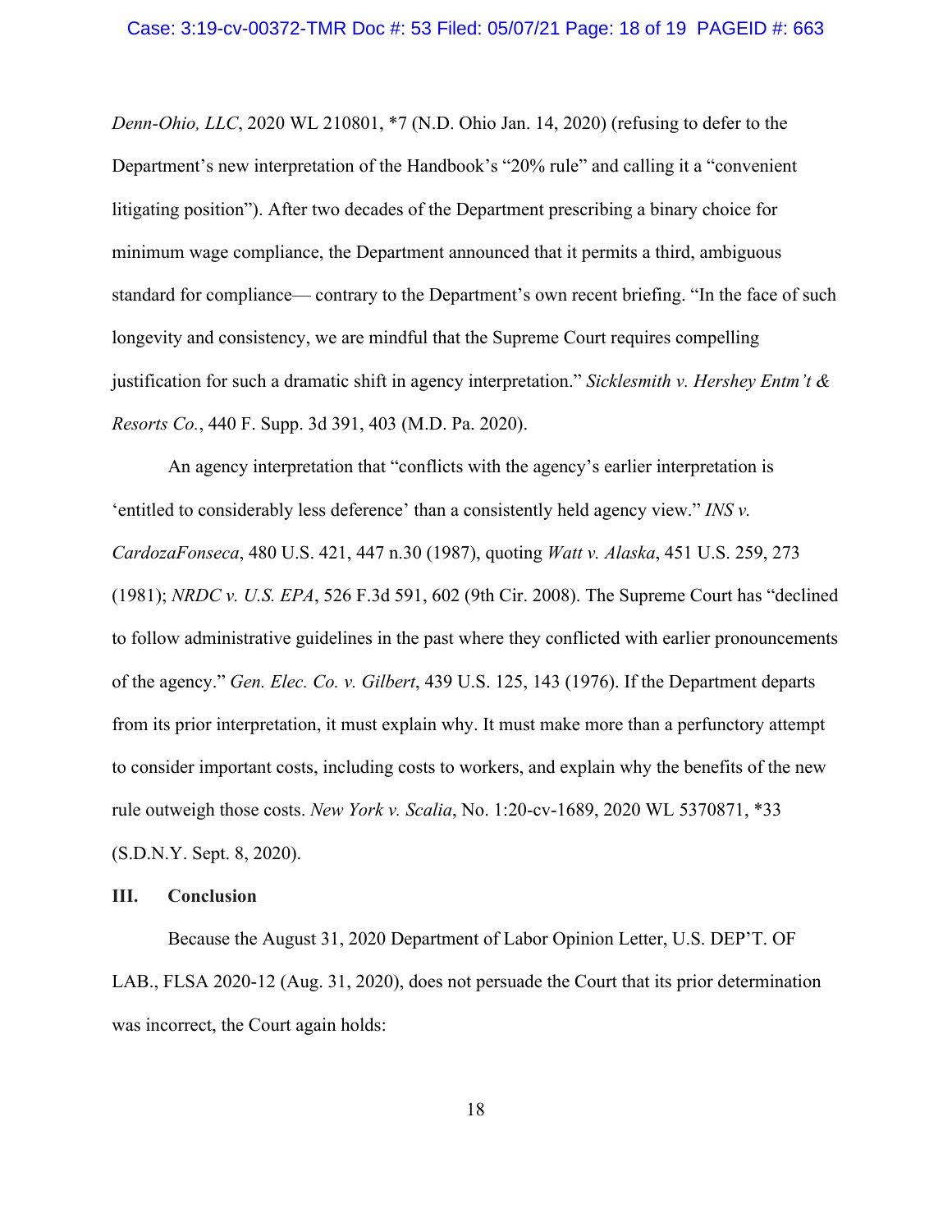*Denn-Ohio, LLC*, 2020 WL 210801, *7 (N.D. Ohio Jan. 14, 2020) (refusing to defer to the Department's new interpretation of the Handbook's "20% rule" and calling it a "convenient litigating position"). After two decades of the Department prescribing a binary choice for minimum wage compliance, the Department announced that it permits a third, ambiguous standard for compliance— contrary to the Department's own recent briefing. "In the face of such longevity and consistency, we are mindful that the Supreme Court requires compelling justification for such a dramatic shift in agency interpretation." *Sicklesmith v. Hershey Entm't & Resorts Co.*, 440 F. Supp. 3d 391, 403 (M.D. Pa. 2020).

An agency interpretation that "conflicts with the agency's earlier interpretation is 'entitled to considerably less deference' than a consistently held agency view." *INS v. CardozaFonseca*, 480 U.S. 421, 447 n.30 (1987), quoting *Watt v. Alaska*, 451 U.S. 259, 273 (1981); *NRDC v. U.S. EPA*, 526 F.3d 591, 602 (9th Cir. 2008). The Supreme Court has "declined to follow administrative guidelines in the past where they conflicted with earlier pronouncements of the agency." *Gen. Elec. Co. v. Gilbert*, 439 U.S. 125, 143 (1976). If the Department departs from its prior interpretation, it must explain why. It must make more than a perfunctory attempt to consider important costs, including costs to workers, and explain why the benefits of the new rule outweigh those costs. *New York v. Scalia*, No. 1:20-cv-1689, 2020 WL 5370871, *33 (S.D.N.Y. Sept. 8, 2020).

### III. Conclusion

Because the August 31, 2020 Department of Labor Opinion Letter, U.S. DEP'T. OF LAB., FLSA 2020-12 (Aug. 31, 2020), does not persuade the Court that its prior determination was incorrect, the Court again holds: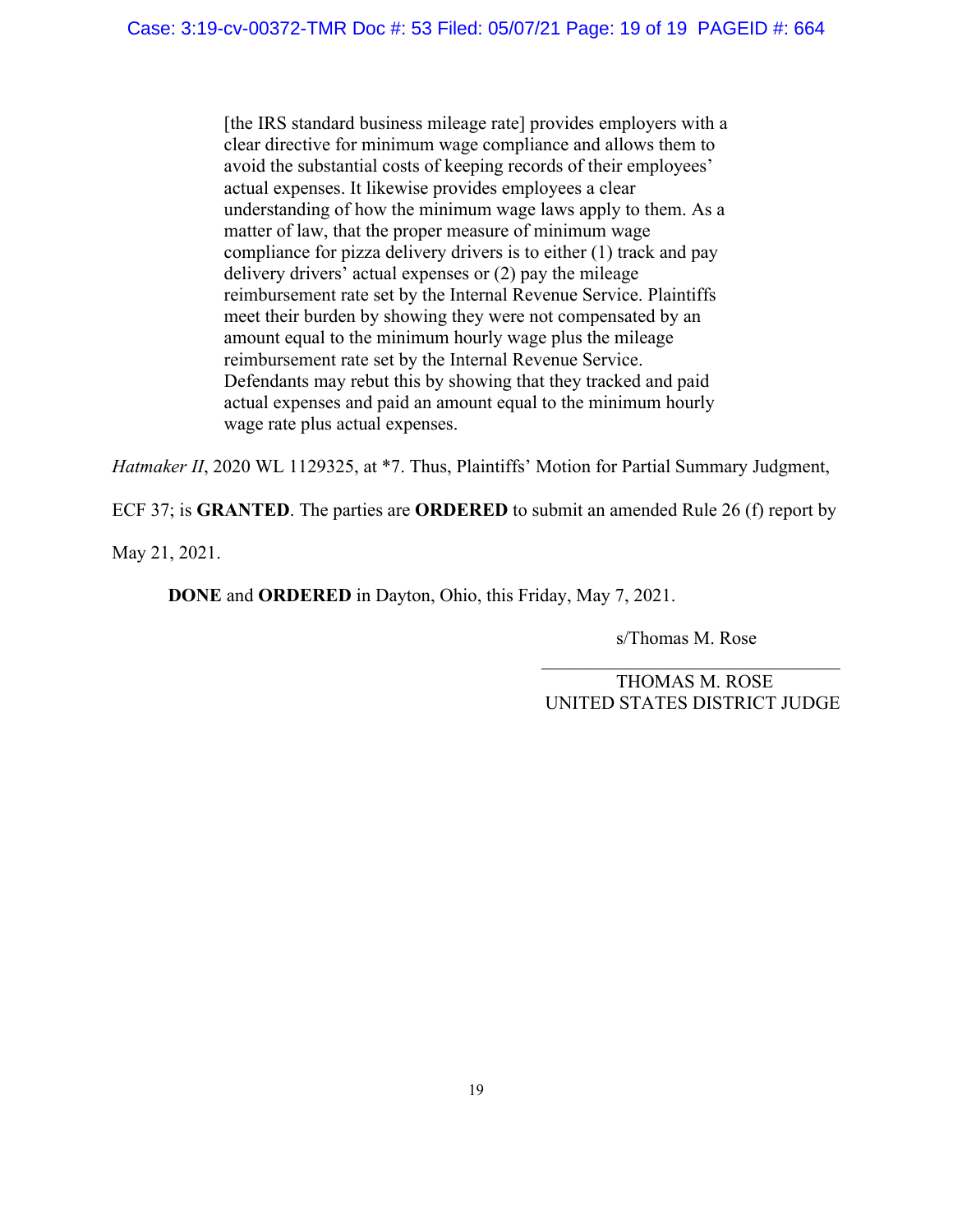> [the IRS standard business mileage rate] provides employers with a clear directive for minimum wage compliance and allows them to avoid the substantial costs of keeping records of their employees' actual expenses. It likewise provides employees a clear understanding of how the minimum wage laws apply to them. As a matter of law, that the proper measure of minimum wage compliance for pizza delivery drivers is to either (1) track and pay delivery drivers' actual expenses or (2) pay the mileage reimbursement rate set by the Internal Revenue Service. Plaintiffs meet their burden by showing they were not compensated by an amount equal to the minimum hourly wage plus the mileage reimbursement rate set by the Internal Revenue Service. Defendants may rebut this by showing that they tracked and paid actual expenses and paid an amount equal to the minimum hourly wage rate plus actual expenses.

*Hatmaker II*, 2020 WL 1129325, at *7. Thus, Plaintiffs' Motion for Partial Summary Judgment, ECF 37; is **GRANTED**. The parties are **ORDERED** to submit an amended Rule 26 (f) report by May 21, 2021.

**DONE** and **ORDERED** in Dayton, Ohio, this Friday, May 7, 2021.

s/Thomas M. Rose

THOMAS M. ROSE
UNITED STATES DISTRICT JUDGE